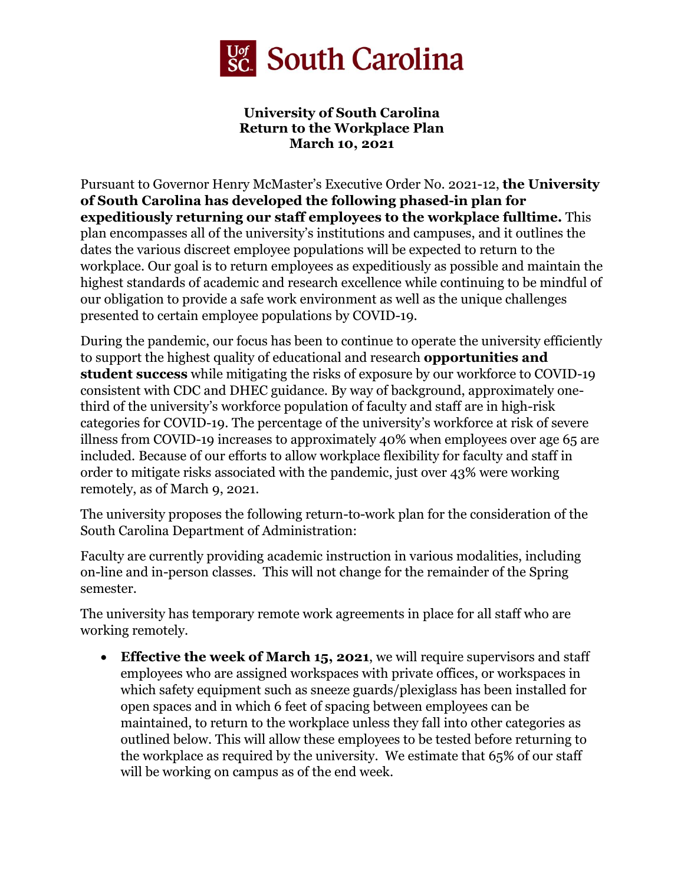University of South Carolina

# University of South Carolina
# Return to the Workplace Plan
# March 10, 2021

Pursuant to Governor Henry McMaster's Executive Order No. 2021-12, **the University of South Carolina has developed the following phased-in plan for expeditiously returning our staff employees to the workplace fulltime.** This plan encompasses all of the university's institutions and campuses, and it outlines the dates the various discreet employee populations will be expected to return to the workplace. Our goal is to return employees as expeditiously as possible and maintain the highest standards of academic and research excellence while continuing to be mindful of our obligation to provide a safe work environment as well as the unique challenges presented to certain employee populations by COVID-19.

During the pandemic, our focus has been to continue to operate the university efficiently to support the highest quality of educational and research **opportunities and student success** while mitigating the risks of exposure by our workforce to COVID-19 consistent with CDC and DHEC guidance. By way of background, approximately one-third of the university's workforce population of faculty and staff are in high-risk categories for COVID-19. The percentage of the university's workforce at risk of severe illness from COVID-19 increases to approximately 40% when employees over age 65 are included. Because of our efforts to allow workplace flexibility for faculty and staff in order to mitigate risks associated with the pandemic, just over 43% were working remotely, as of March 9, 2021.

The university proposes the following return-to-work plan for the consideration of the South Carolina Department of Administration:

Faculty are currently providing academic instruction in various modalities, including on-line and in-person classes. This will not change for the remainder of the Spring semester.

The university has temporary remote work agreements in place for all staff who are working remotely.

- **Effective the week of March 15, 2021**, we will require supervisors and staff employees who are assigned workspaces with private offices, or workspaces in which safety equipment such as sneeze guards/plexiglass has been installed for open spaces and in which 6 feet of spacing between employees can be maintained, to return to the workplace unless they fall into other categories as outlined below. This will allow these employees to be tested before returning to the workplace as required by the university. We estimate that 65% of our staff will be working on campus as of the end week.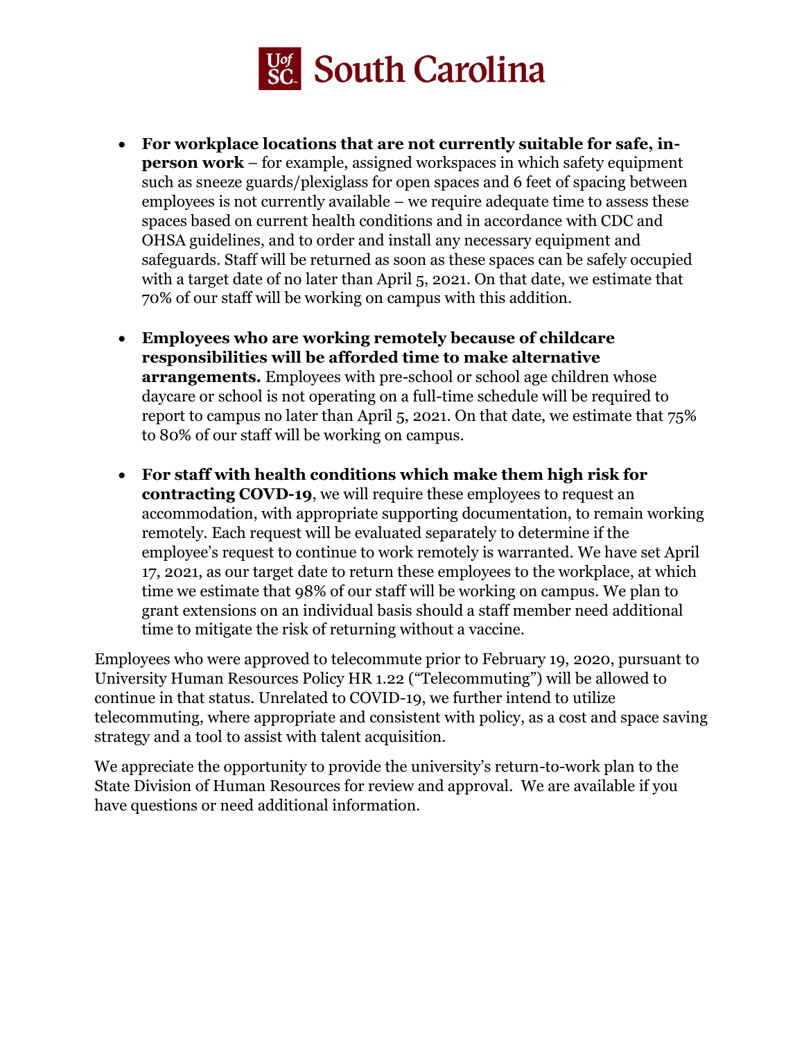- **For workplace locations that are not currently suitable for safe, in-person work** – for example, assigned workspaces in which safety equipment such as sneeze guards/plexiglass for open spaces and 6 feet of spacing between employees is not currently available – we require adequate time to assess these spaces based on current health conditions and in accordance with CDC and OHSA guidelines, and to order and install any necessary equipment and safeguards. Staff will be returned as soon as these spaces can be safely occupied with a target date of no later than April 5, 2021. On that date, we estimate that 70% of our staff will be working on campus with this addition.

- **Employees who are working remotely because of childcare responsibilities will be afforded time to make alternative arrangements.** Employees with pre-school or school age children whose daycare or school is not operating on a full-time schedule will be required to report to campus no later than April 5, 2021. On that date, we estimate that 75% to 80% of our staff will be working on campus.

- **For staff with health conditions which make them high risk for contracting COVD-19**, we will require these employees to request an accommodation, with appropriate supporting documentation, to remain working remotely. Each request will be evaluated separately to determine if the employee's request to continue to work remotely is warranted. We have set April 17, 2021, as our target date to return these employees to the workplace, at which time we estimate that 98% of our staff will be working on campus. We plan to grant extensions on an individual basis should a staff member need additional time to mitigate the risk of returning without a vaccine.

Employees who were approved to telecommute prior to February 19, 2020, pursuant to University Human Resources Policy HR 1.22 ("Telecommuting") will be allowed to continue in that status. Unrelated to COVID-19, we further intend to utilize telecommuting, where appropriate and consistent with policy, as a cost and space saving strategy and a tool to assist with talent acquisition.

We appreciate the opportunity to provide the university's return-to-work plan to the State Division of Human Resources for review and approval. We are available if you have questions or need additional information.